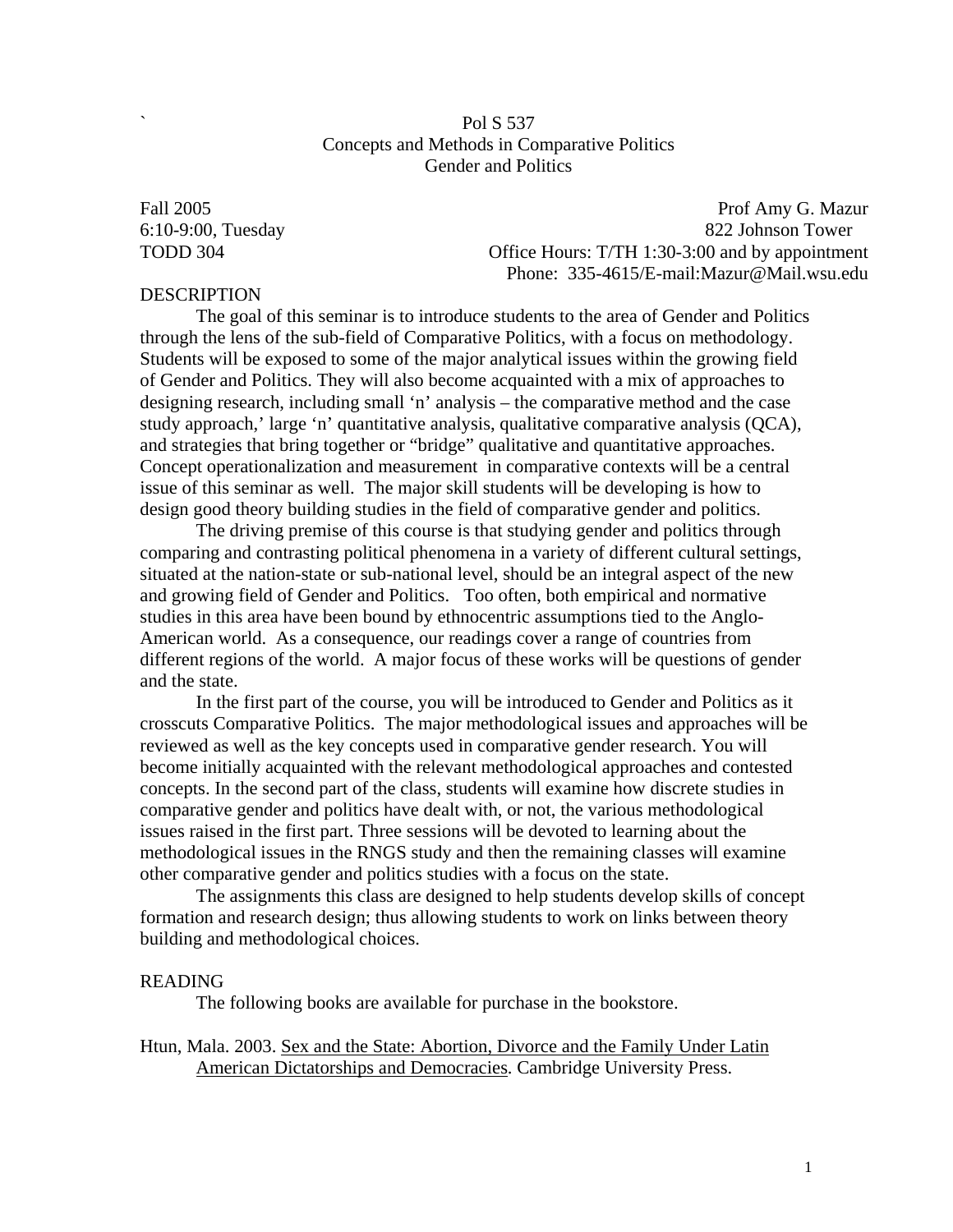`

# Pol S 537
## Concepts and Methods in Comparative Politics
## Gender and Politics

Fall 2005  
6:10-9:00, Tuesday  
TODD 304

Prof Amy G. Mazur  
822 Johnson Tower  
Office Hours: T/TH 1:30-3:00 and by appointment  
Phone: 335-4615/E-mail:Mazur@Mail.wsu.edu

## DESCRIPTION

The goal of this seminar is to introduce students to the area of Gender and Politics through the lens of the sub-field of Comparative Politics, with a focus on methodology. Students will be exposed to some of the major analytical issues within the growing field of Gender and Politics. They will also become acquainted with a mix of approaches to designing research, including small 'n' analysis – the comparative method and the case study approach,' large 'n' quantitative analysis, qualitative comparative analysis (QCA), and strategies that bring together or "bridge" qualitative and quantitative approaches. Concept operationalization and measurement in comparative contexts will be a central issue of this seminar as well. The major skill students will be developing is how to design good theory building studies in the field of comparative gender and politics.

The driving premise of this course is that studying gender and politics through comparing and contrasting political phenomena in a variety of different cultural settings, situated at the nation-state or sub-national level, should be an integral aspect of the new and growing field of Gender and Politics. Too often, both empirical and normative studies in this area have been bound by ethnocentric assumptions tied to the Anglo-American world. As a consequence, our readings cover a range of countries from different regions of the world. A major focus of these works will be questions of gender and the state.

In the first part of the course, you will be introduced to Gender and Politics as it crosscuts Comparative Politics. The major methodological issues and approaches will be reviewed as well as the key concepts used in comparative gender research. You will become initially acquainted with the relevant methodological approaches and contested concepts. In the second part of the class, students will examine how discrete studies in comparative gender and politics have dealt with, or not, the various methodological issues raised in the first part. Three sessions will be devoted to learning about the methodological issues in the RNGS study and then the remaining classes will examine other comparative gender and politics studies with a focus on the state.

The assignments this class are designed to help students develop skills of concept formation and research design; thus allowing students to work on links between theory building and methodological choices.

## READING

The following books are available for purchase in the bookstore.

Htun, Mala. 2003. Sex and the State: Abortion, Divorce and the Family Under Latin American Dictatorships and Democracies. Cambridge University Press.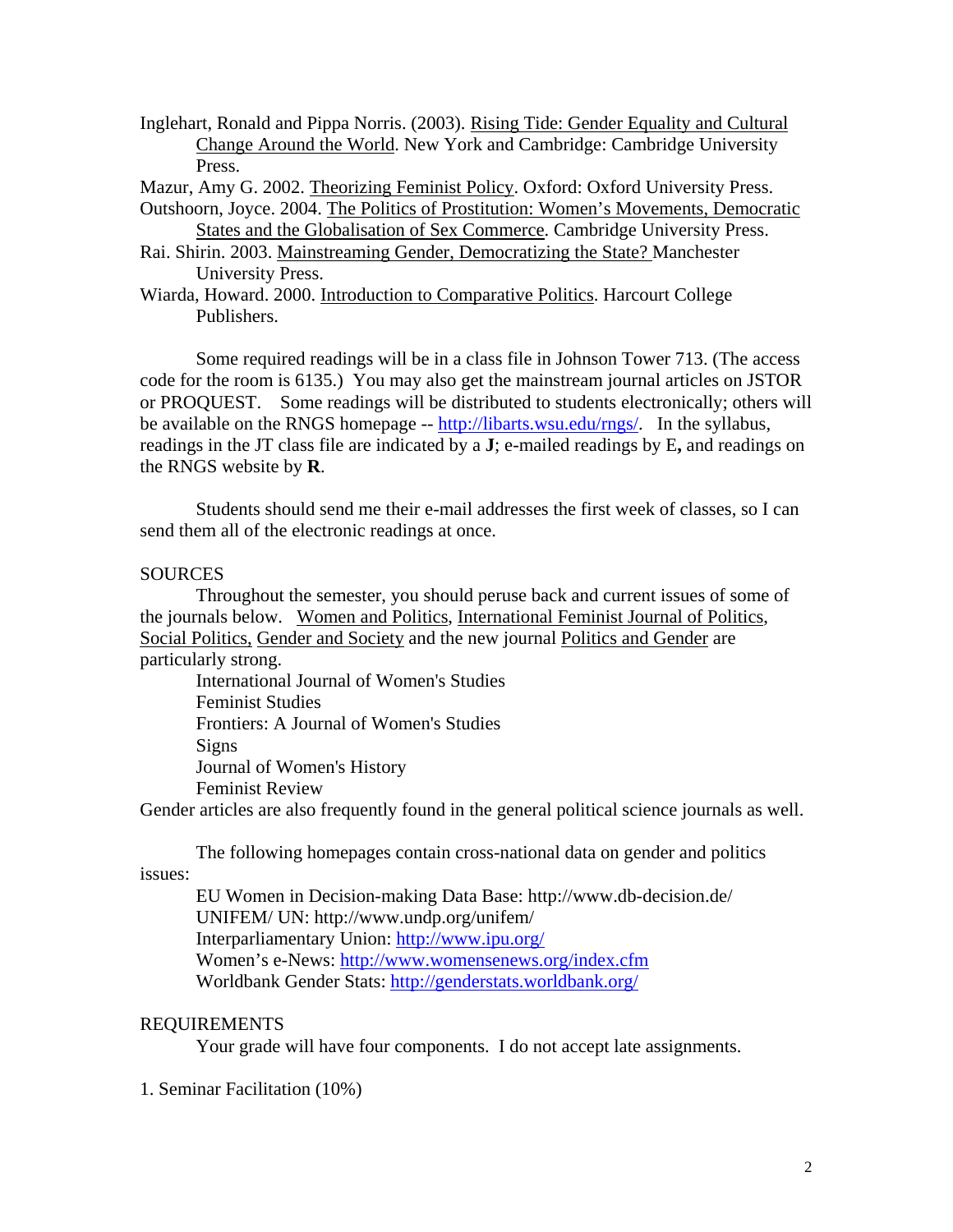Inglehart, Ronald and Pippa Norris. (2003). Rising Tide: Gender Equality and Cultural Change Around the World. New York and Cambridge: Cambridge University Press.

Mazur, Amy G. 2002. Theorizing Feminist Policy. Oxford: Oxford University Press.

Outshoorn, Joyce. 2004. The Politics of Prostitution: Women's Movements, Democratic States and the Globalisation of Sex Commerce. Cambridge University Press.

Rai. Shirin. 2003. Mainstreaming Gender, Democratizing the State? Manchester University Press.

Wiarda, Howard. 2000. Introduction to Comparative Politics. Harcourt College Publishers.

Some required readings will be in a class file in Johnson Tower 713. (The access code for the room is 6135.) You may also get the mainstream journal articles on JSTOR or PROQUEST. Some readings will be distributed to students electronically; others will be available on the RNGS homepage -- http://libarts.wsu.edu/rngs/. In the syllabus, readings in the JT class file are indicated by a **J**; e-mailed readings by E**,** and readings on the RNGS website by **R**.

Students should send me their e-mail addresses the first week of classes, so I can send them all of the electronic readings at once.

SOURCES

Throughout the semester, you should peruse back and current issues of some of the journals below. Women and Politics, International Feminist Journal of Politics, Social Politics, Gender and Society and the new journal Politics and Gender are particularly strong.

International Journal of Women's Studies
Feminist Studies
Frontiers: A Journal of Women's Studies
Signs
Journal of Women's History
Feminist Review

Gender articles are also frequently found in the general political science journals as well.

The following homepages contain cross-national data on gender and politics issues:

EU Women in Decision-making Data Base: http://www.db-decision.de/
UNIFEM/ UN: http://www.undp.org/unifem/
Interparliamentary Union: http://www.ipu.org/
Women's e-News: http://www.womensenews.org/index.cfm
Worldbank Gender Stats: http://genderstats.worldbank.org/

REQUIREMENTS

Your grade will have four components. I do not accept late assignments.

1. Seminar Facilitation (10%)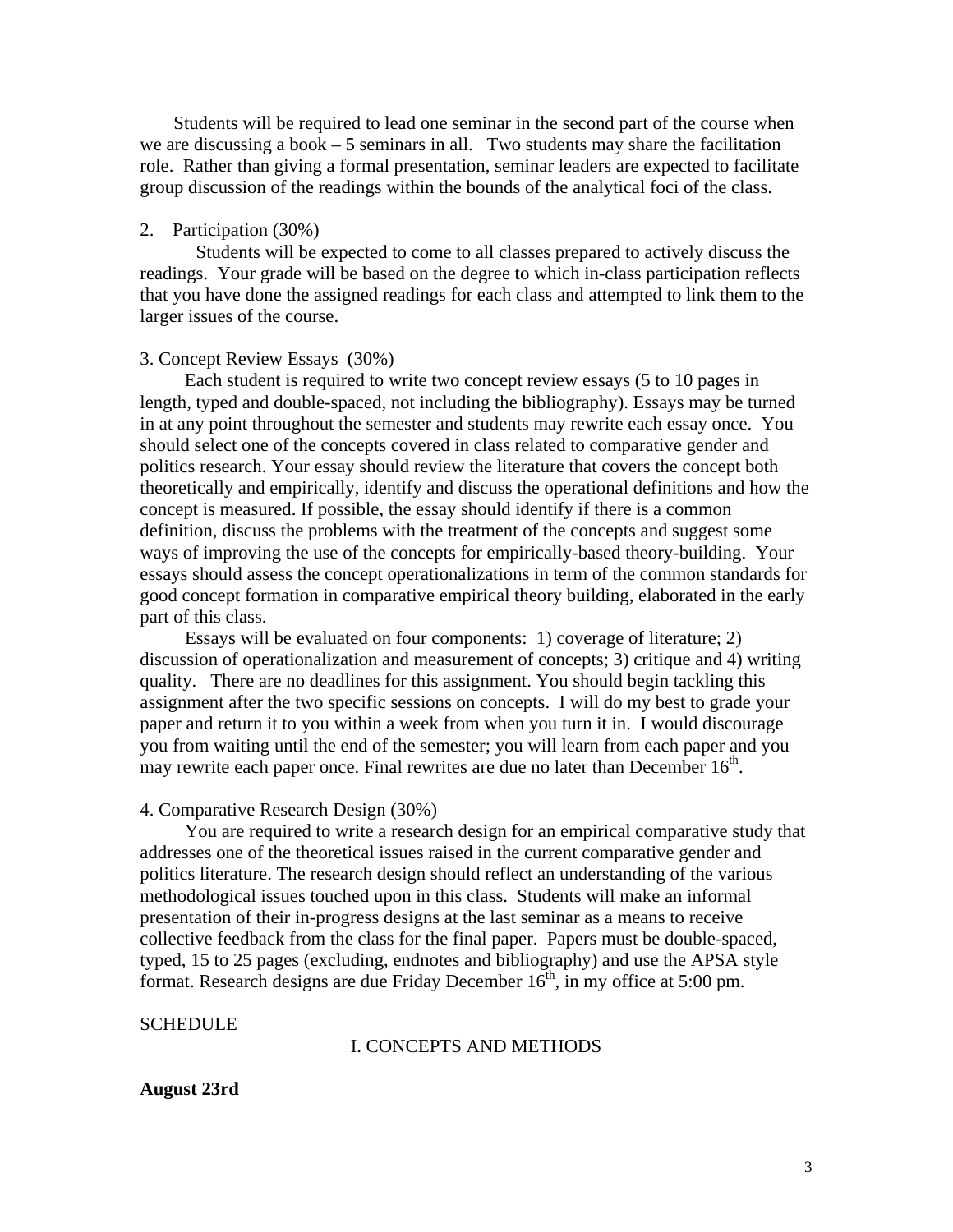Students will be required to lead one seminar in the second part of the course when we are discussing a book – 5 seminars in all. Two students may share the facilitation role. Rather than giving a formal presentation, seminar leaders are expected to facilitate group discussion of the readings within the bounds of the analytical foci of the class.

2. Participation (30%)

Students will be expected to come to all classes prepared to actively discuss the readings. Your grade will be based on the degree to which in-class participation reflects that you have done the assigned readings for each class and attempted to link them to the larger issues of the course.

3. Concept Review Essays (30%)

Each student is required to write two concept review essays (5 to 10 pages in length, typed and double-spaced, not including the bibliography). Essays may be turned in at any point throughout the semester and students may rewrite each essay once. You should select one of the concepts covered in class related to comparative gender and politics research. Your essay should review the literature that covers the concept both theoretically and empirically, identify and discuss the operational definitions and how the concept is measured. If possible, the essay should identify if there is a common definition, discuss the problems with the treatment of the concepts and suggest some ways of improving the use of the concepts for empirically-based theory-building. Your essays should assess the concept operationalizations in term of the common standards for good concept formation in comparative empirical theory building, elaborated in the early part of this class.

Essays will be evaluated on four components: 1) coverage of literature; 2) discussion of operationalization and measurement of concepts; 3) critique and 4) writing quality. There are no deadlines for this assignment. You should begin tackling this assignment after the two specific sessions on concepts. I will do my best to grade your paper and return it to you within a week from when you turn it in. I would discourage you from waiting until the end of the semester; you will learn from each paper and you may rewrite each paper once. Final rewrites are due no later than December 16th.

4. Comparative Research Design (30%)

You are required to write a research design for an empirical comparative study that addresses one of the theoretical issues raised in the current comparative gender and politics literature. The research design should reflect an understanding of the various methodological issues touched upon in this class. Students will make an informal presentation of their in-progress designs at the last seminar as a means to receive collective feedback from the class for the final paper. Papers must be double-spaced, typed, 15 to 25 pages (excluding, endnotes and bibliography) and use the APSA style format. Research designs are due Friday December 16th, in my office at 5:00 pm.

SCHEDULE

## I. CONCEPTS AND METHODS

**August 23rd**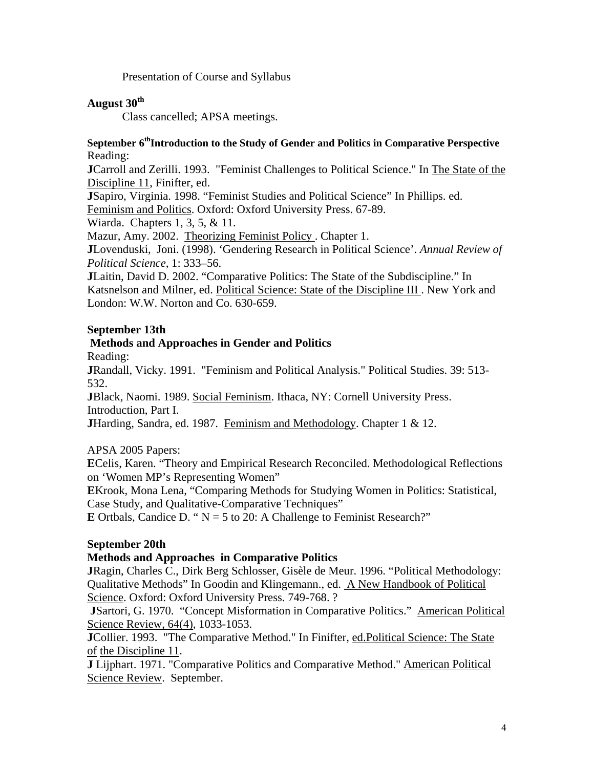Presentation of Course and Syllabus

**August 30th**

Class cancelled; APSA meetings.

**September 6th Introduction to the Study of Gender and Politics in Comparative Perspective**

Reading:

**J**Carroll and Zerilli. 1993. "Feminist Challenges to Political Science." In The State of the Discipline 11, Finifter, ed.

**J**Sapiro, Virginia. 1998. "Feminist Studies and Political Science" In Phillips. ed. Feminism and Politics. Oxford: Oxford University Press. 67-89.

Wiarda. Chapters 1, 3, 5, & 11.

Mazur, Amy. 2002. Theorizing Feminist Policy . Chapter 1.

**J**Lovenduski, Joni. (1998). 'Gendering Research in Political Science'. *Annual Review of Political Science*, 1: 333–56.

**J**Laitin, David D. 2002. "Comparative Politics: The State of the Subdiscipline." In Katsnelson and Milner, ed. Political Science: State of the Discipline III . New York and London: W.W. Norton and Co. 630-659.

**September 13th**

**Methods and Approaches in Gender and Politics**

Reading:

**J**Randall, Vicky. 1991. "Feminism and Political Analysis." Political Studies. 39: 513-532.

**J**Black, Naomi. 1989. Social Feminism. Ithaca, NY: Cornell University Press. Introduction, Part I.

**J**Harding, Sandra, ed. 1987. Feminism and Methodology. Chapter 1 & 12.

APSA 2005 Papers:

**E**Celis, Karen. "Theory and Empirical Research Reconciled. Methodological Reflections on 'Women MP's Representing Women"

**E**Krook, Mona Lena, "Comparing Methods for Studying Women in Politics: Statistical, Case Study, and Qualitative-Comparative Techniques"

**E** Ortbals, Candice D. " N = 5 to 20: A Challenge to Feminist Research?"

**September 20th**

**Methods and Approaches in Comparative Politics**

**J**Ragin, Charles C., Dirk Berg Schlosser, Gisèle de Meur. 1996. "Political Methodology: Qualitative Methods" In Goodin and Klingemann., ed. A New Handbook of Political Science. Oxford: Oxford University Press. 749-768. ?

**J**Sartori, G. 1970. "Concept Misformation in Comparative Politics." American Political Science Review, 64(4), 1033-1053.

**J**Collier. 1993. "The Comparative Method." In Finifter, ed.Political Science: The State of the Discipline 11.

**J** Lijphart. 1971. "Comparative Politics and Comparative Method." American Political Science Review. September.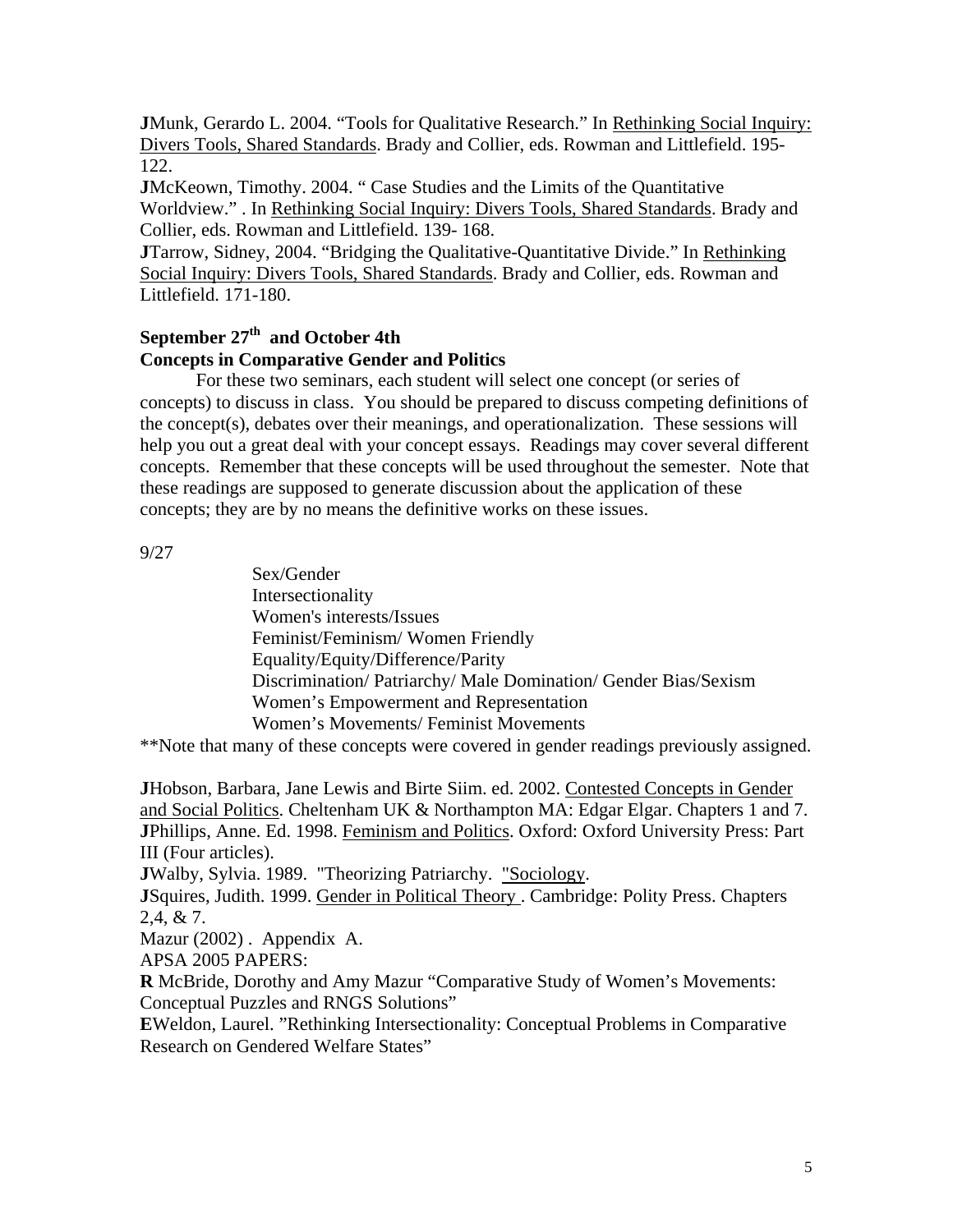**J**Munk, Gerardo L. 2004. "Tools for Qualitative Research." In Rethinking Social Inquiry: Divers Tools, Shared Standards. Brady and Collier, eds. Rowman and Littlefield. 195-122.

**J**McKeown, Timothy. 2004. " Case Studies and the Limits of the Quantitative Worldview." . In Rethinking Social Inquiry: Divers Tools, Shared Standards. Brady and Collier, eds. Rowman and Littlefield. 139- 168.

**J**Tarrow, Sidney, 2004. "Bridging the Qualitative-Quantitative Divide." In Rethinking Social Inquiry: Divers Tools, Shared Standards. Brady and Collier, eds. Rowman and Littlefield. 171-180.

**September 27th and October 4th**

**Concepts in Comparative Gender and Politics**

For these two seminars, each student will select one concept (or series of concepts) to discuss in class. You should be prepared to discuss competing definitions of the concept(s), debates over their meanings, and operationalization. These sessions will help you out a great deal with your concept essays. Readings may cover several different concepts. Remember that these concepts will be used throughout the semester. Note that these readings are supposed to generate discussion about the application of these concepts; they are by no means the definitive works on these issues.

9/27

- Sex/Gender
- Intersectionality
- Women's interests/Issues
- Feminist/Feminism/ Women Friendly
- Equality/Equity/Difference/Parity
- Discrimination/ Patriarchy/ Male Domination/ Gender Bias/Sexism
- Women's Empowerment and Representation
- Women's Movements/ Feminist Movements

**Note that many of these concepts were covered in gender readings previously assigned.

**J**Hobson, Barbara, Jane Lewis and Birte Siim. ed. 2002. Contested Concepts in Gender and Social Politics. Cheltenham UK & Northampton MA: Edgar Elgar. Chapters 1 and 7.

**J**Phillips, Anne. Ed. 1998. Feminism and Politics. Oxford: Oxford University Press: Part III (Four articles).

**J**Walby, Sylvia. 1989. "Theorizing Patriarchy. "Sociology.

**J**Squires, Judith. 1999. Gender in Political Theory . Cambridge: Polity Press. Chapters 2,4, & 7.

Mazur (2002) . Appendix A.

APSA 2005 PAPERS:

**R** McBride, Dorothy and Amy Mazur "Comparative Study of Women's Movements: Conceptual Puzzles and RNGS Solutions"

**E**Weldon, Laurel. "Rethinking Intersectionality: Conceptual Problems in Comparative Research on Gendered Welfare States"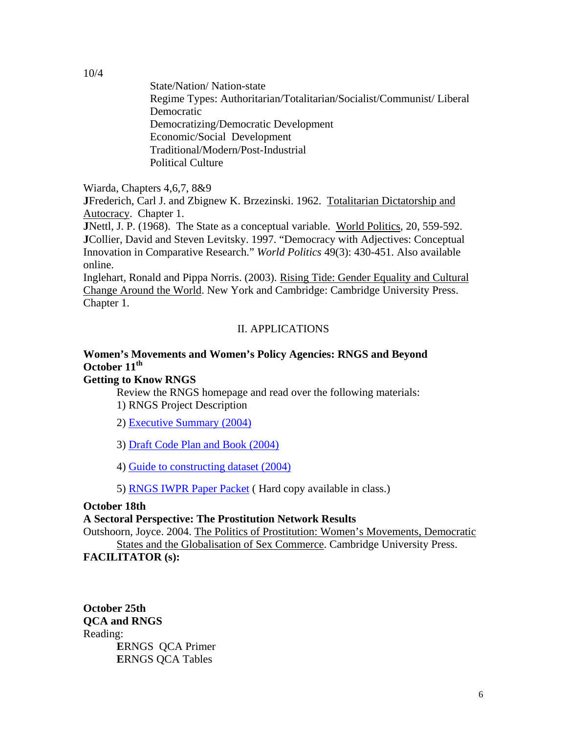10/4

State/Nation/ Nation-state
Regime Types: Authoritarian/Totalitarian/Socialist/Communist/ Liberal Democratic
Democratizing/Democratic Development
Economic/Social Development
Traditional/Modern/Post-Industrial
Political Culture

Wiarda, Chapters 4,6,7, 8&9

**J**Frederich, Carl J. and Zbignew K. Brzezinski. 1962. Totalitarian Dictatorship and Autocracy. Chapter 1.

**J**Nettl, J. P. (1968). The State as a conceptual variable. World Politics, 20, 559-592.

**J**Collier, David and Steven Levitsky. 1997. "Democracy with Adjectives: Conceptual Innovation in Comparative Research." *World Politics* 49(3): 430-451. Also available online.

Inglehart, Ronald and Pippa Norris. (2003). Rising Tide: Gender Equality and Cultural Change Around the World. New York and Cambridge: Cambridge University Press. Chapter 1.

## II. APPLICATIONS

**Women's Movements and Women's Policy Agencies: RNGS and Beyond**
**October 11th**

**Getting to Know RNGS**

Review the RNGS homepage and read over the following materials:

1) RNGS Project Description

2) Executive Summary (2004)

3) Draft Code Plan and Book (2004)

4) Guide to constructing dataset (2004)

5) RNGS IWPR Paper Packet ( Hard copy available in class.)

**October 18th**

**A Sectoral Perspective: The Prostitution Network Results**

Outshoorn, Joyce. 2004. The Politics of Prostitution: Women's Movements, Democratic States and the Globalisation of Sex Commerce. Cambridge University Press.

**FACILITATOR (s):**

**October 25th**

**QCA and RNGS**

Reading:

**E**RNGS QCA Primer
**E**RNGS QCA Tables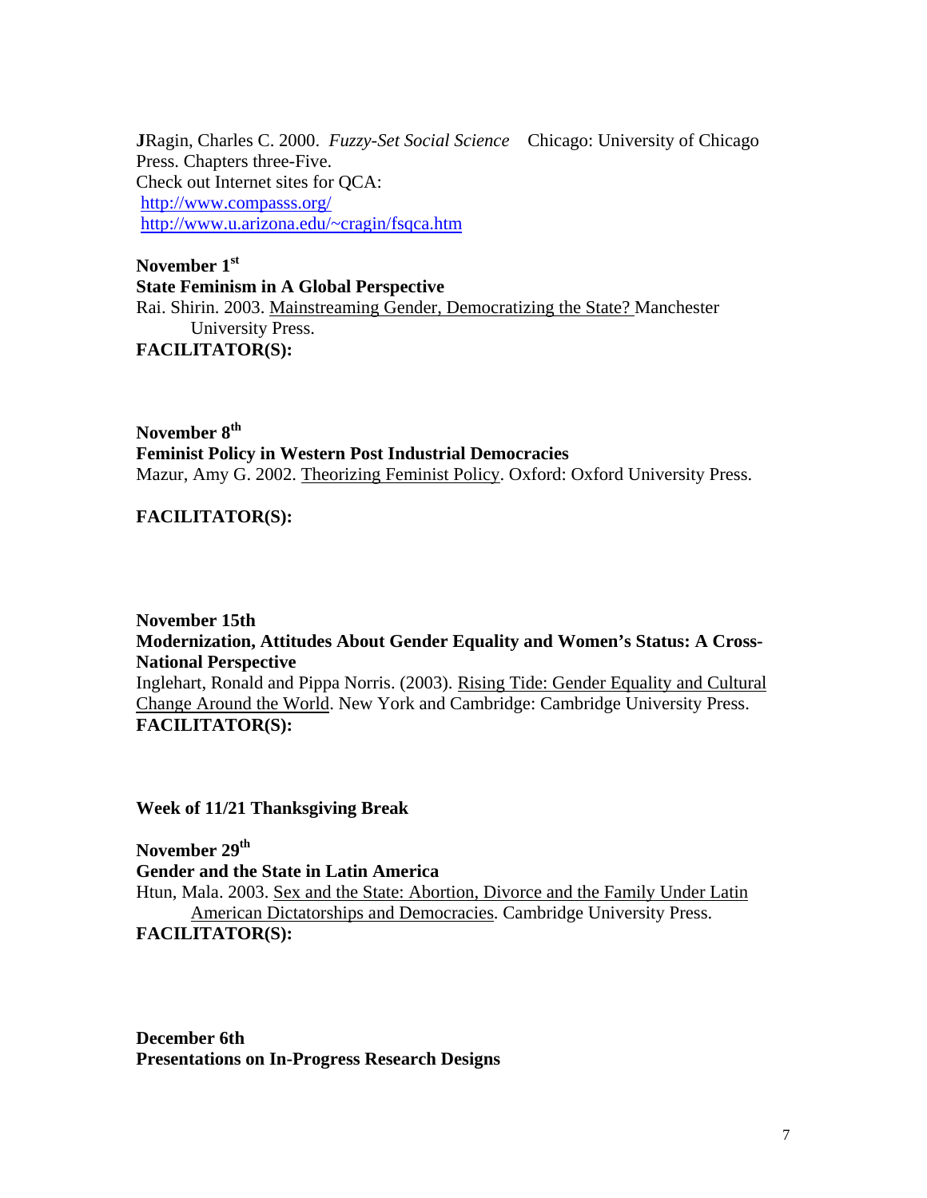**J**Ragin, Charles C. 2000. *Fuzzy-Set Social Science* Chicago: University of Chicago Press. Chapters three-Five.
Check out Internet sites for QCA:
http://www.compasss.org/
http://www.u.arizona.edu/~cragin/fsqca.htm

**November 1st**
**State Feminism in A Global Perspective**
Rai. Shirin. 2003. Mainstreaming Gender, Democratizing the State? Manchester University Press.
**FACILITATOR(S):**

**November 8th**
**Feminist Policy in Western Post Industrial Democracies**
Mazur, Amy G. 2002. Theorizing Feminist Policy. Oxford: Oxford University Press.

**FACILITATOR(S):**

**November 15th**
**Modernization, Attitudes About Gender Equality and Women's Status: A Cross-National Perspective**
Inglehart, Ronald and Pippa Norris. (2003). Rising Tide: Gender Equality and Cultural Change Around the World. New York and Cambridge: Cambridge University Press.
**FACILITATOR(S):**

**Week of 11/21 Thanksgiving Break**

**November 29th**
**Gender and the State in Latin America**
Htun, Mala. 2003. Sex and the State: Abortion, Divorce and the Family Under Latin American Dictatorships and Democracies. Cambridge University Press.
**FACILITATOR(S):**

**December 6th**
**Presentations on In-Progress Research Designs**